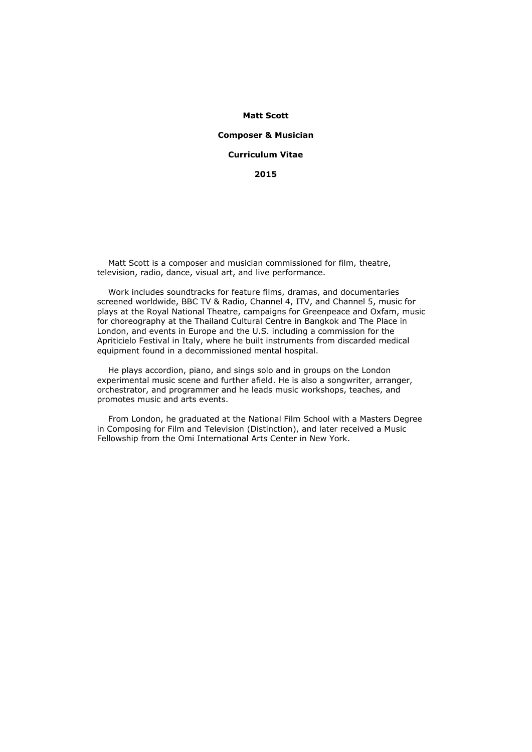**Matt Scott**

**Composer & Musician**

**Curriculum Vitae**

**2015**

Matt Scott is a composer and musician commissioned for film, theatre, television, radio, dance, visual art, and live performance.

Work includes soundtracks for feature films, dramas, and documentaries screened worldwide, BBC TV & Radio, Channel 4, ITV, and Channel 5, music for plays at the Royal National Theatre, campaigns for Greenpeace and Oxfam, music for choreography at the Thailand Cultural Centre in Bangkok and The Place in London, and events in Europe and the U.S. including a commission for the Apriticielo Festival in Italy, where he built instruments from discarded medical equipment found in a decommissioned mental hospital.

He plays accordion, piano, and sings solo and in groups on the London experimental music scene and further afield. He is also a songwriter, arranger, orchestrator, and programmer and he leads music workshops, teaches, and promotes music and arts events.

From London, he graduated at the National Film School with a Masters Degree in Composing for Film and Television (Distinction), and later received a Music Fellowship from the Omi International Arts Center in New York.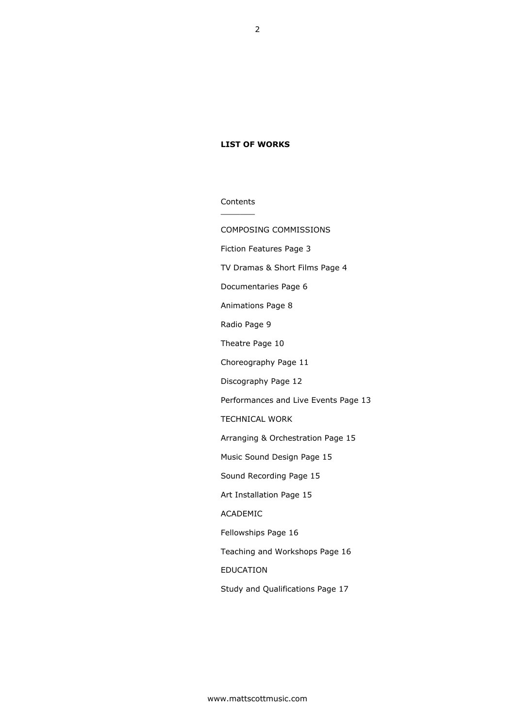**LIST OF WORKS**

Contents

COMPOSING COMMISSIONS

Fiction Features Page 3

TV Dramas & Short Films Page 4

Documentaries Page 6

Animations Page 8

Radio Page 9

Theatre Page 10

Choreography Page 11

Discography Page 12

Performances and Live Events Page 13

TECHNICAL WORK

Arranging & Orchestration Page 15

Music Sound Design Page 15

Sound Recording Page 15

Art Installation Page 15

ACADEMIC

Fellowships Page 16

Teaching and Workshops Page 16

EDUCATION

Study and Qualifications Page 17

www.mattscottmusic.com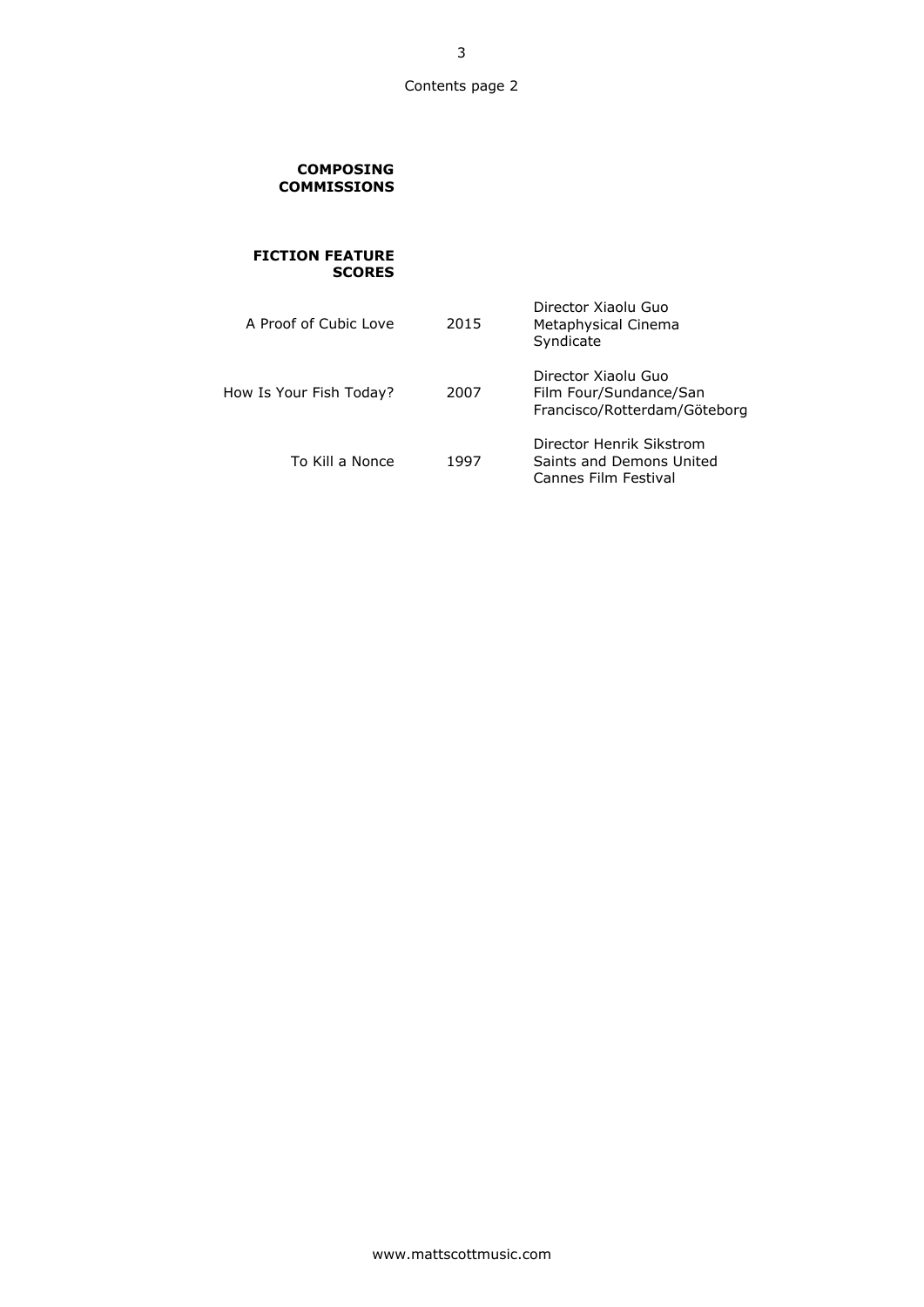Contents page 2

## COMPOSING COMMISSIONS

### FICTION FEATURE SCORES

| | | |
|---|---|---|
| A Proof of Cubic Love | 2015 | Director Xiaolu Guo<br>Metaphysical Cinema Syndicate |
| How Is Your Fish Today? | 2007 | Director Xiaolu Guo<br>Film Four/Sundance/San Francisco/Rotterdam/Göteborg |
| To Kill a Nonce | 1997 | Director Henrik Sikstrom<br>Saints and Demons United<br>Cannes Film Festival |

www.mattscottmusic.com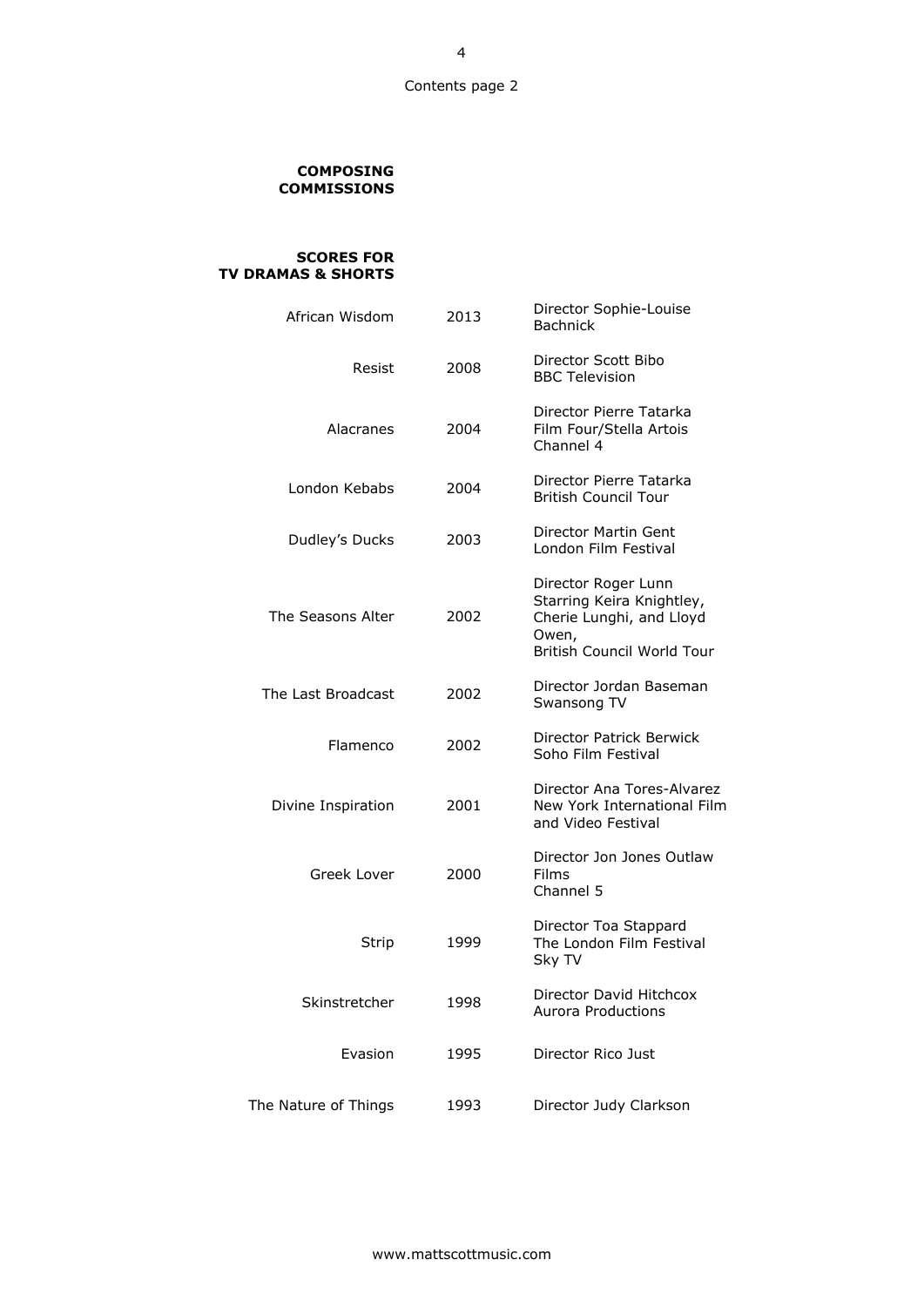Contents page 2

## COMPOSING COMMISSIONS

### SCORES FOR TV DRAMAS & SHORTS

| Title | Year | Details |
|---|---|---|
| African Wisdom | 2013 | Director Sophie-Louise Bachnick |
| Resist | 2008 | Director Scott Bibo<br>BBC Television |
| Alacranes | 2004 | Director Pierre Tatarka<br>Film Four/Stella Artois<br>Channel 4 |
| London Kebabs | 2004 | Director Pierre Tatarka<br>British Council Tour |
| Dudley's Ducks | 2003 | Director Martin Gent<br>London Film Festival |
| The Seasons Alter | 2002 | Director Roger Lunn<br>Starring Keira Knightley, Cherie Lunghi, and Lloyd Owen,<br>British Council World Tour |
| The Last Broadcast | 2002 | Director Jordan Baseman<br>Swansong TV |
| Flamenco | 2002 | Director Patrick Berwick<br>Soho Film Festival |
| Divine Inspiration | 2001 | Director Ana Tores-Alvarez<br>New York International Film and Video Festival |
| Greek Lover | 2000 | Director Jon Jones Outlaw Films<br>Channel 5 |
| Strip | 1999 | Director Toa Stappard<br>The London Film Festival<br>Sky TV |
| Skinstretcher | 1998 | Director David Hitchcox<br>Aurora Productions |
| Evasion | 1995 | Director Rico Just |
| The Nature of Things | 1993 | Director Judy Clarkson |

www.mattscottmusic.com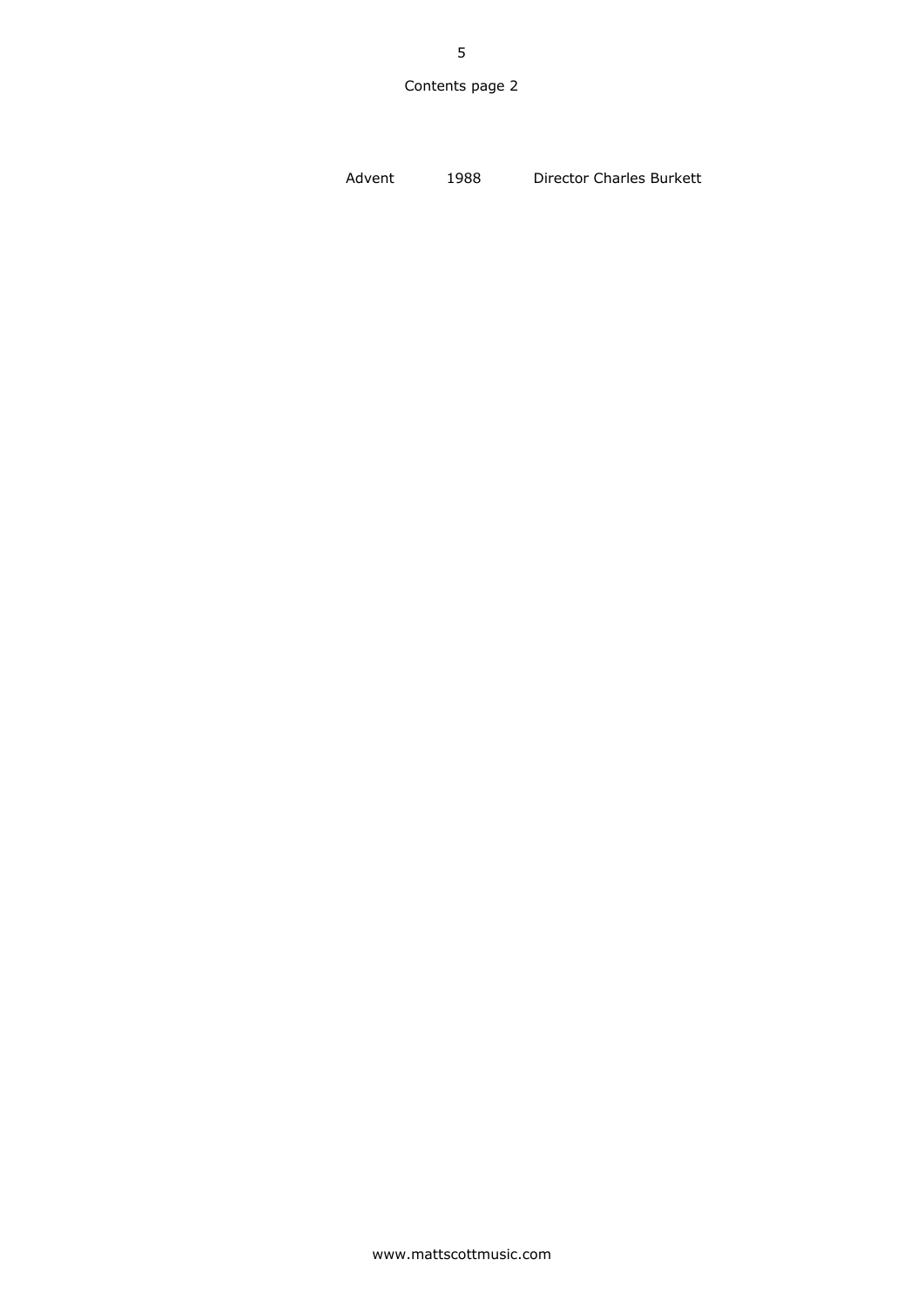Contents page 2

| Advent | 1988 | Director Charles Burkett |
| --- | --- | --- |

www.mattscottmusic.com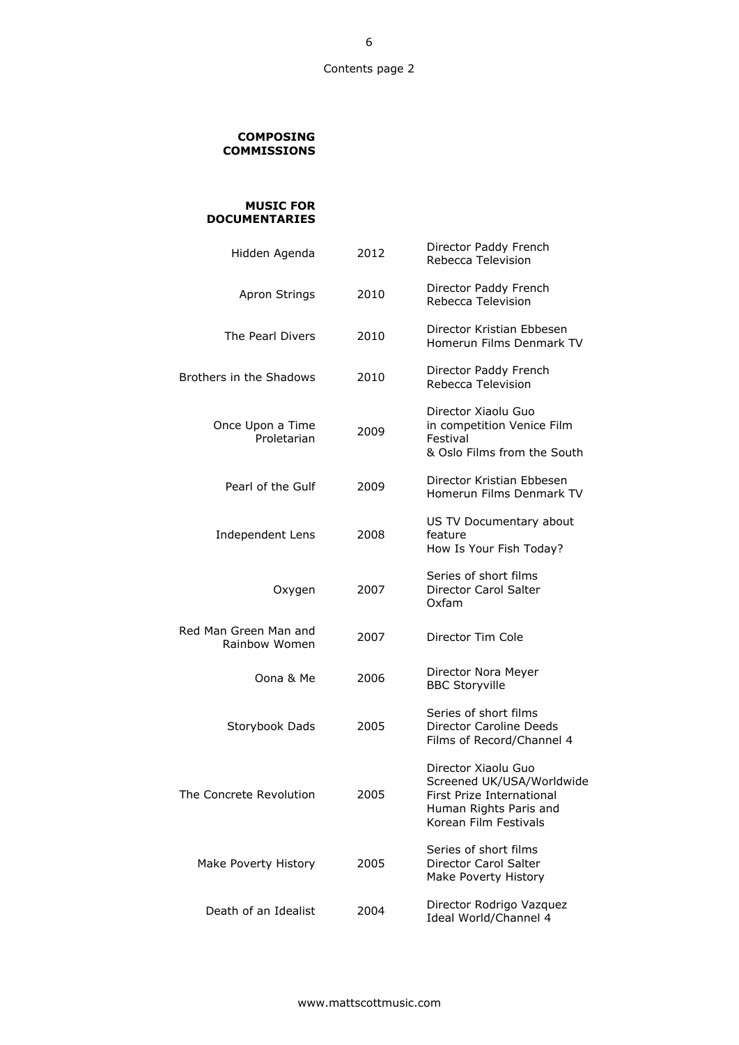Contents page 2

## COMPOSING COMMISSIONS

### MUSIC FOR DOCUMENTARIES

| Title | Year | Details |
|---|---|---|
| Hidden Agenda | 2012 | Director Paddy French<br>Rebecca Television |
| Apron Strings | 2010 | Director Paddy French<br>Rebecca Television |
| The Pearl Divers | 2010 | Director Kristian Ebbesen<br>Homerun Films Denmark TV |
| Brothers in the Shadows | 2010 | Director Paddy French<br>Rebecca Television |
| Once Upon a Time Proletarian | 2009 | Director Xiaolu Guo<br>in competition Venice Film Festival<br>& Oslo Films from the South |
| Pearl of the Gulf | 2009 | Director Kristian Ebbesen<br>Homerun Films Denmark TV |
| Independent Lens | 2008 | US TV Documentary about feature<br>How Is Your Fish Today? |
| Oxygen | 2007 | Series of short films<br>Director Carol Salter<br>Oxfam |
| Red Man Green Man and Rainbow Women | 2007 | Director Tim Cole |
| Oona & Me | 2006 | Director Nora Meyer<br>BBC Storyville |
| Storybook Dads | 2005 | Series of short films<br>Director Caroline Deeds<br>Films of Record/Channel 4 |
| The Concrete Revolution | 2005 | Director Xiaolu Guo<br>Screened UK/USA/Worldwide<br>First Prize International Human Rights Paris and Korean Film Festivals |
| Make Poverty History | 2005 | Series of short films<br>Director Carol Salter<br>Make Poverty History |
| Death of an Idealist | 2004 | Director Rodrigo Vazquez<br>Ideal World/Channel 4 |

www.mattscottmusic.com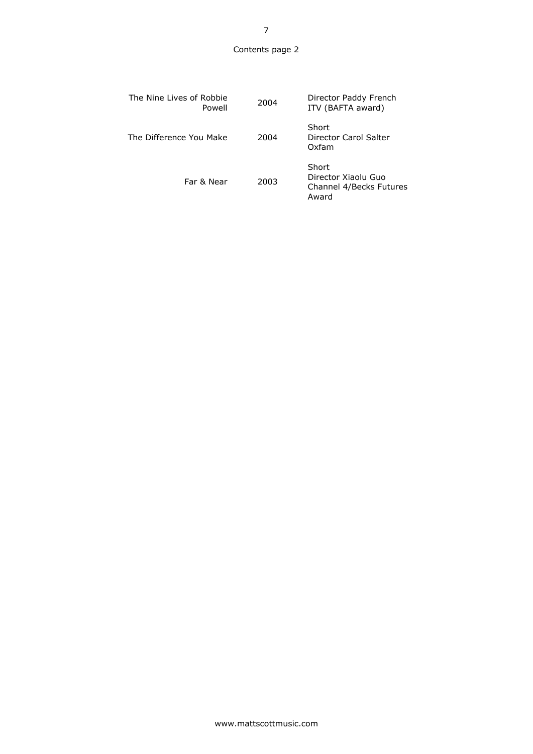Contents page 2

| | | |
|---|---|---|
| The Nine Lives of Robbie Powell | 2004 | Director Paddy French<br>ITV (BAFTA award) |
| The Difference You Make | 2004 | Short<br>Director Carol Salter<br>Oxfam |
| Far & Near | 2003 | Short<br>Director Xiaolu Guo<br>Channel 4/Becks Futures Award |

www.mattscottmusic.com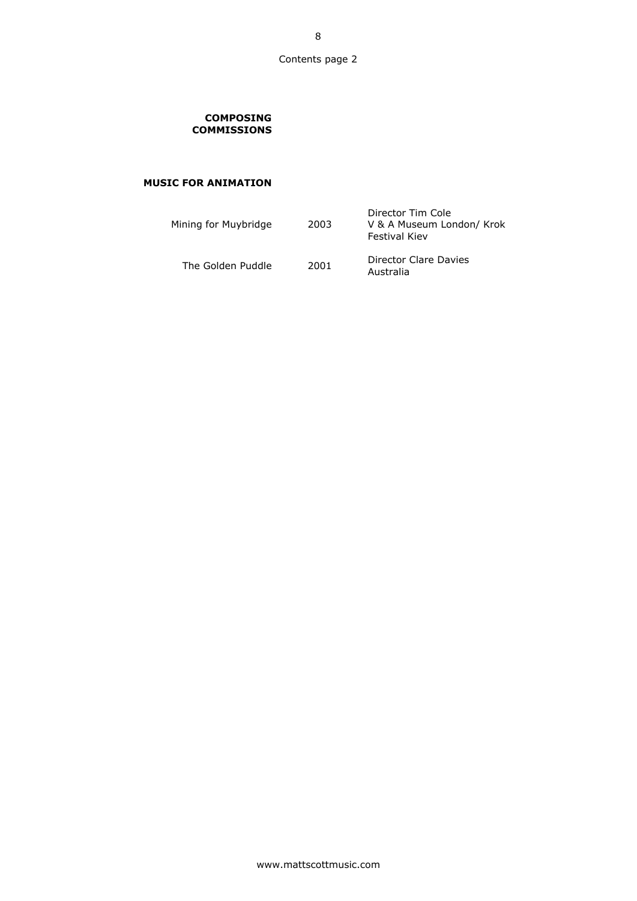Contents page 2

## COMPOSING COMMISSIONS

### MUSIC FOR ANIMATION

| | | |
|---|---|---|
| Mining for Muybridge | 2003 | Director Tim Cole<br>V & A Museum London/ Krok Festival Kiev |
| The Golden Puddle | 2001 | Director Clare Davies<br>Australia |

www.mattscottmusic.com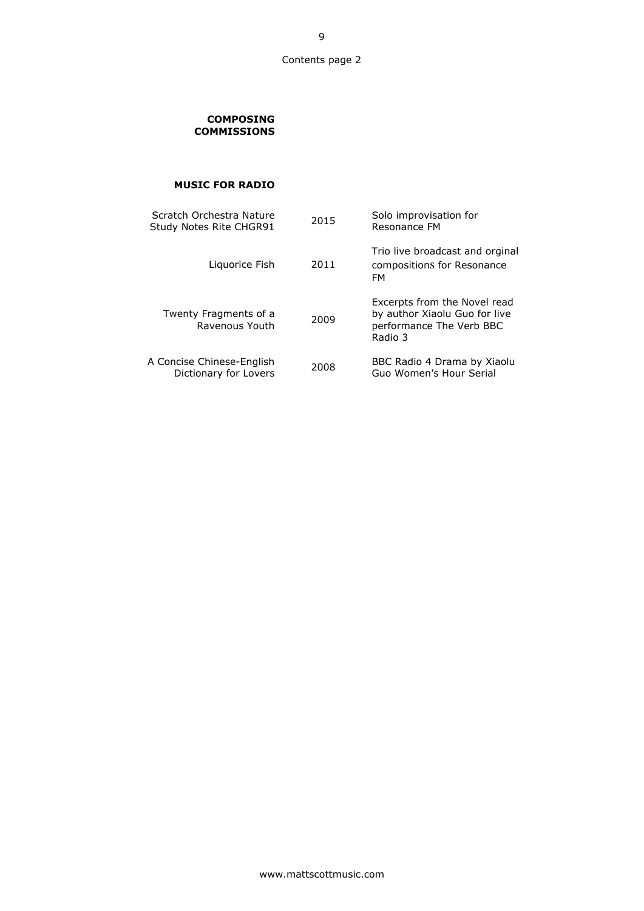Contents page 2

**COMPOSING COMMISSIONS**

**MUSIC FOR RADIO**

| | | |
|---|---|---|
| Scratch Orchestra Nature Study Notes Rite CHGR91 | 2015 | Solo improvisation for Resonance FM |
| Liquorice Fish | 2011 | Trio live broadcast and orginal compositions for Resonance FM |
| Twenty Fragments of a Ravenous Youth | 2009 | Excerpts from the Novel read by author Xiaolu Guo for live performance The Verb BBC Radio 3 |
| A Concise Chinese-English Dictionary for Lovers | 2008 | BBC Radio 4 Drama by Xiaolu Guo Women's Hour Serial |

www.mattscottmusic.com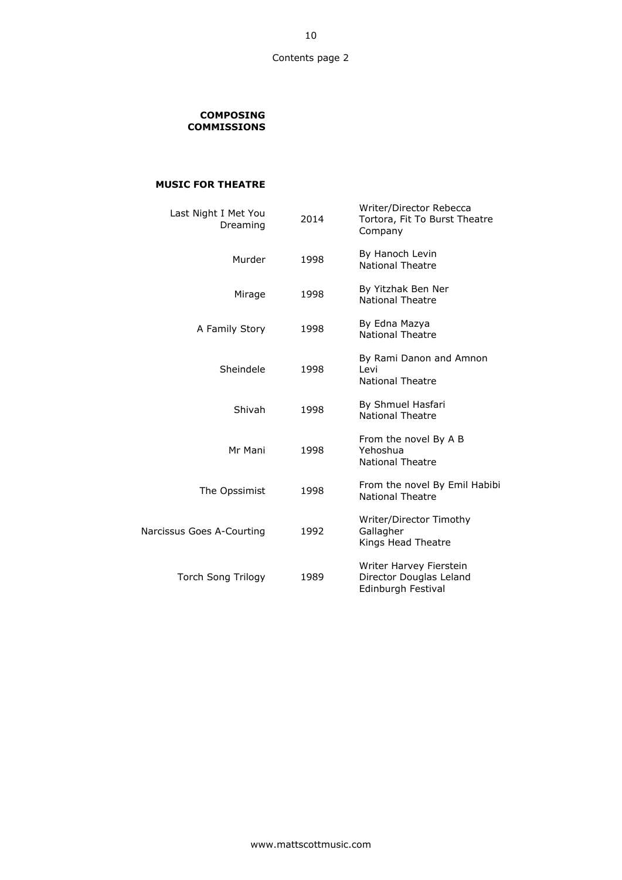Contents page 2

## COMPOSING COMMISSIONS

### MUSIC FOR THEATRE

| | | |
|---|---|---|
| Last Night I Met You Dreaming | 2014 | Writer/Director Rebecca Tortora, Fit To Burst Theatre Company |
| Murder | 1998 | By Hanoch Levin<br>National Theatre |
| Mirage | 1998 | By Yitzhak Ben Ner<br>National Theatre |
| A Family Story | 1998 | By Edna Mazya<br>National Theatre |
| Sheindele | 1998 | By Rami Danon and Amnon Levi<br>National Theatre |
| Shivah | 1998 | By Shmuel Hasfari<br>National Theatre |
| Mr Mani | 1998 | From the novel By A B Yehoshua<br>National Theatre |
| The Opssimist | 1998 | From the novel By Emil Habibi<br>National Theatre |
| Narcissus Goes A-Courting | 1992 | Writer/Director Timothy Gallagher<br>Kings Head Theatre |
| Torch Song Trilogy | 1989 | Writer Harvey Fierstein<br>Director Douglas Leland<br>Edinburgh Festival |

www.mattscottmusic.com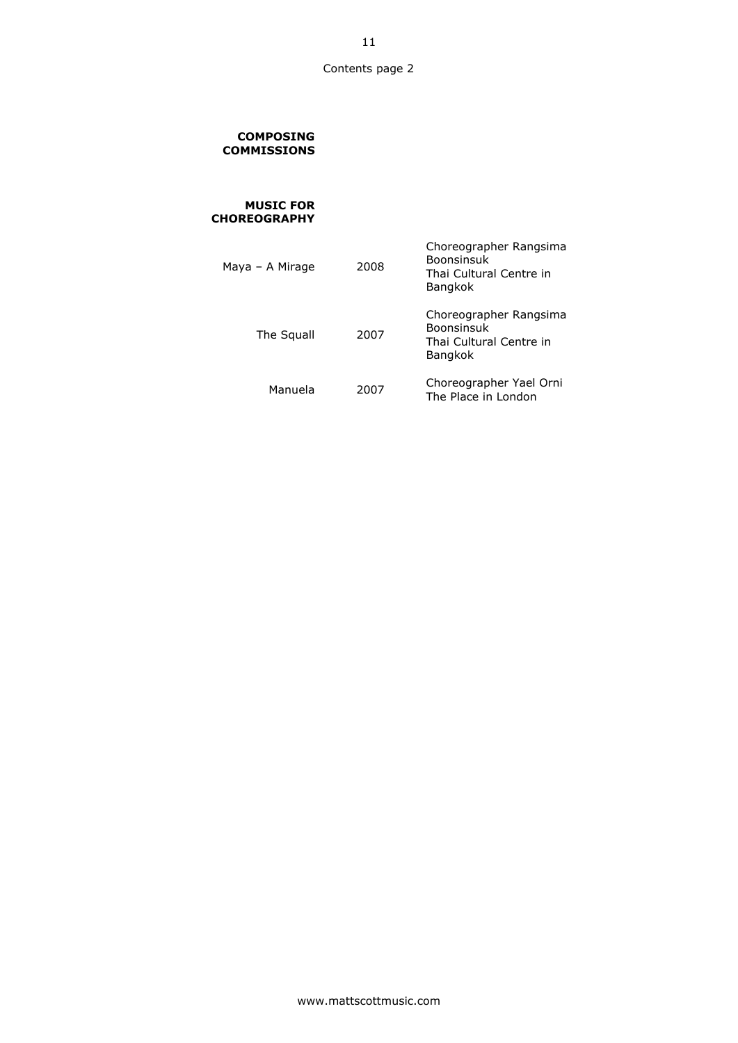Contents page 2

**COMPOSING COMMISSIONS**

**MUSIC FOR CHOREOGRAPHY**

| | | |
|---|---|---|
| Maya – A Mirage | 2008 | Choreographer Rangsima Boonsinsuk<br>Thai Cultural Centre in Bangkok |
| The Squall | 2007 | Choreographer Rangsima Boonsinsuk<br>Thai Cultural Centre in Bangkok |
| Manuela | 2007 | Choreographer Yael Orni<br>The Place in London |

www.mattscottmusic.com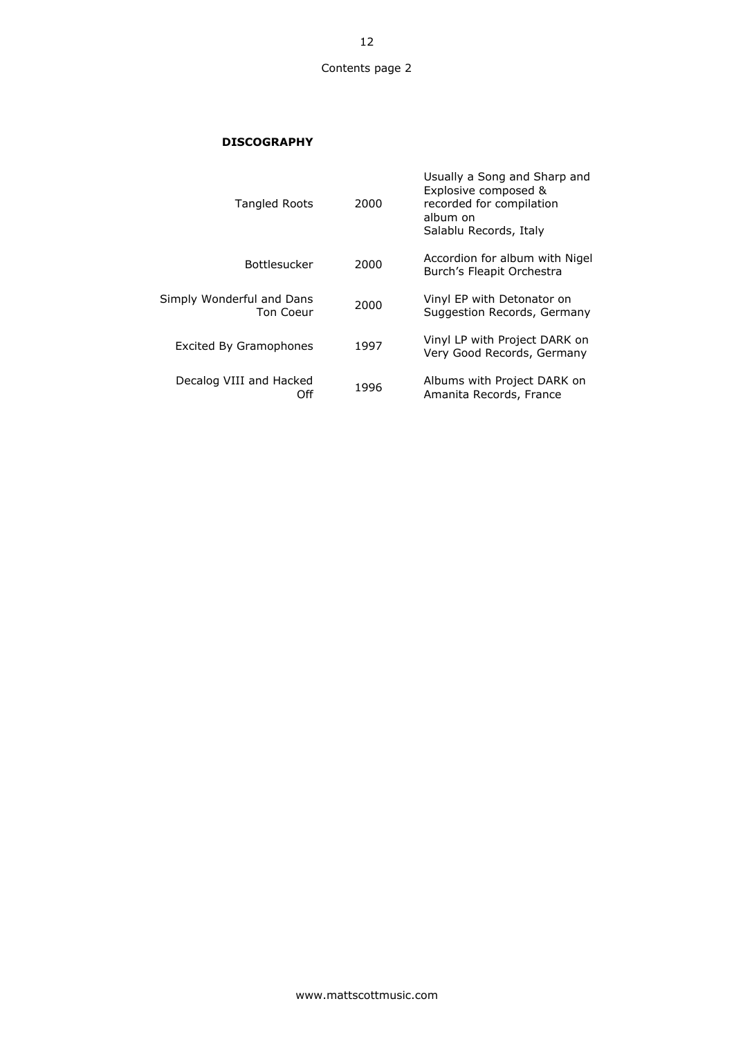Contents page 2

**DISCOGRAPHY**

| | | |
|---|---|---|
| Tangled Roots | 2000 | Usually a Song and Sharp and Explosive composed & recorded for compilation album on Salablu Records, Italy |
| Bottlesucker | 2000 | Accordion for album with Nigel Burch's Fleapit Orchestra |
| Simply Wonderful and Dans Ton Coeur | 2000 | Vinyl EP with Detonator on Suggestion Records, Germany |
| Excited By Gramophones | 1997 | Vinyl LP with Project DARK on Very Good Records, Germany |
| Decalog VIII and Hacked Off | 1996 | Albums with Project DARK on Amanita Records, France |

www.mattscottmusic.com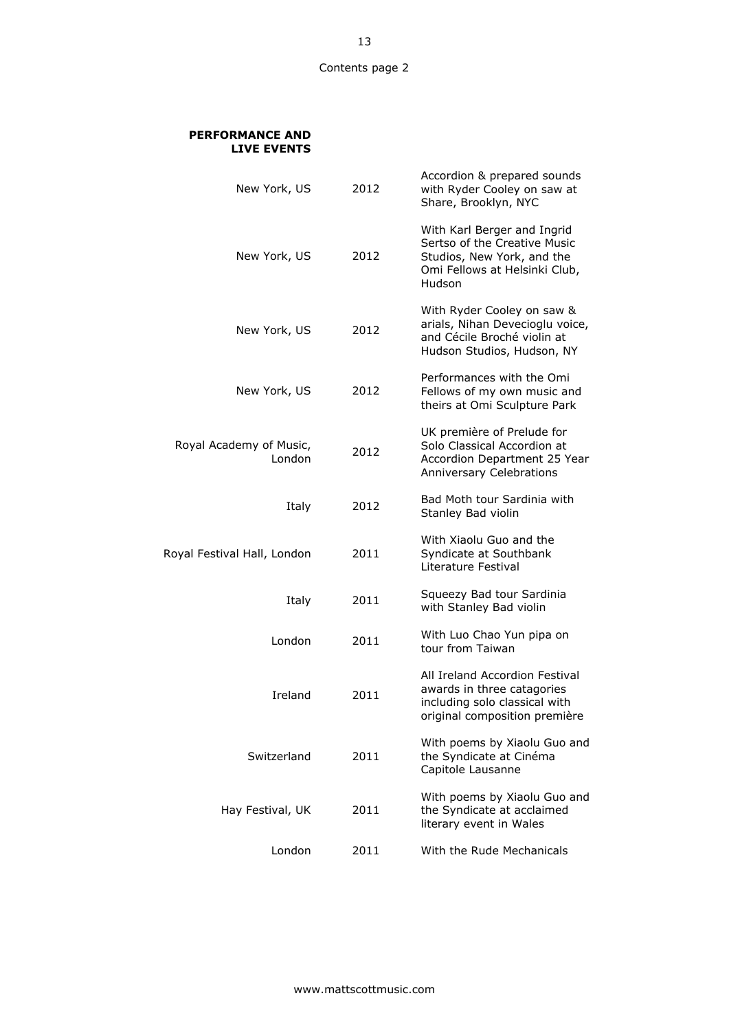Contents page 2

**PERFORMANCE AND LIVE EVENTS**

| Location | Year | Details |
|---|---|---|
| New York, US | 2012 | Accordion & prepared sounds with Ryder Cooley on saw at Share, Brooklyn, NYC |
| New York, US | 2012 | With Karl Berger and Ingrid Sertso of the Creative Music Studios, New York, and the Omi Fellows at Helsinki Club, Hudson |
| New York, US | 2012 | With Ryder Cooley on saw & arials, Nihan Devecioglu voice, and Cécile Broché violin at Hudson Studios, Hudson, NY |
| New York, US | 2012 | Performances with the Omi Fellows of my own music and theirs at Omi Sculpture Park |
| Royal Academy of Music, London | 2012 | UK première of Prelude for Solo Classical Accordion at Accordion Department 25 Year Anniversary Celebrations |
| Italy | 2012 | Bad Moth tour Sardinia with Stanley Bad violin |
| Royal Festival Hall, London | 2011 | With Xiaolu Guo and the Syndicate at Southbank Literature Festival |
| Italy | 2011 | Squeezy Bad tour Sardinia with Stanley Bad violin |
| London | 2011 | With Luo Chao Yun pipa on tour from Taiwan |
| Ireland | 2011 | All Ireland Accordion Festival awards in three catagories including solo classical with original composition première |
| Switzerland | 2011 | With poems by Xiaolu Guo and the Syndicate at Cinéma Capitole Lausanne |
| Hay Festival, UK | 2011 | With poems by Xiaolu Guo and the Syndicate at acclaimed literary event in Wales |
| London | 2011 | With the Rude Mechanicals |

www.mattscottmusic.com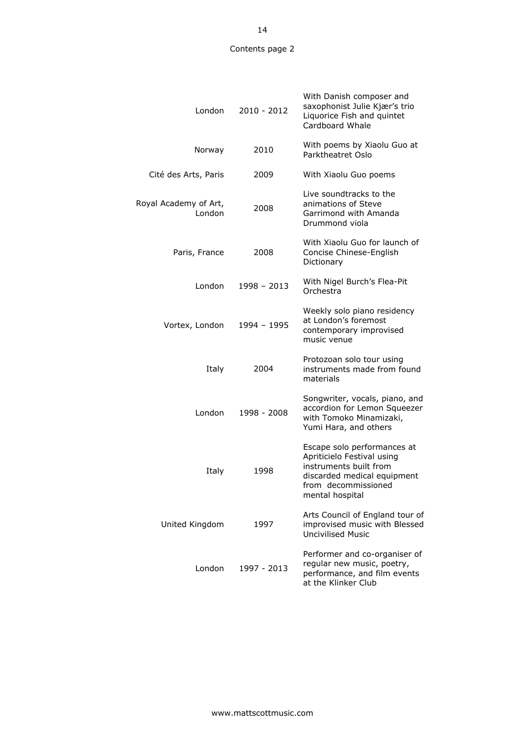Contents page 2

| | | |
|---|---|---|
| London | 2010 - 2012 | With Danish composer and saxophonist Julie Kjær's trio Liquorice Fish and quintet Cardboard Whale |
| Norway | 2010 | With poems by Xiaolu Guo at Parktheatret Oslo |
| Cité des Arts, Paris | 2009 | With Xiaolu Guo poems |
| Royal Academy of Art, London | 2008 | Live soundtracks to the animations of Steve Garrimond with Amanda Drummond viola |
| Paris, France | 2008 | With Xiaolu Guo for launch of Concise Chinese-English Dictionary |
| London | 1998 – 2013 | With Nigel Burch's Flea-Pit Orchestra |
| Vortex, London | 1994 – 1995 | Weekly solo piano residency at London's foremost contemporary improvised music venue |
| Italy | 2004 | Protozoan solo tour using instruments made from found materials |
| London | 1998 - 2008 | Songwriter, vocals, piano, and accordion for Lemon Squeezer with Tomoko Minamizaki, Yumi Hara, and others |
| Italy | 1998 | Escape solo performances at Apriticielo Festival using instruments built from discarded medical equipment from decommissioned mental hospital |
| United Kingdom | 1997 | Arts Council of England tour of improvised music with Blessed Uncivilised Music |
| London | 1997 - 2013 | Performer and co-organiser of regular new music, poetry, performance, and film events at the Klinker Club |

www.mattscottmusic.com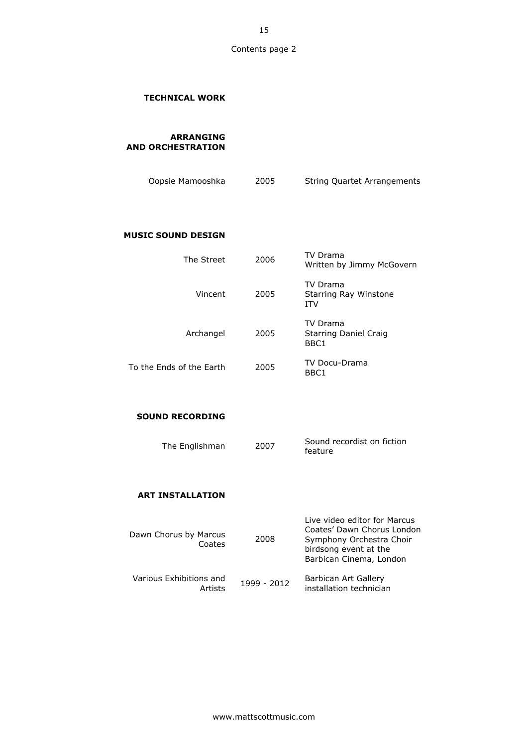Contents page 2

## TECHNICAL WORK

### ARRANGING AND ORCHESTRATION

| | | |
|---|---|---|
| Oopsie Mamooshka | 2005 | String Quartet Arrangements |

### MUSIC SOUND DESIGN

| | | |
|---|---|---|
| The Street | 2006 | TV Drama<br>Written by Jimmy McGovern |
| Vincent | 2005 | TV Drama<br>Starring Ray Winstone<br>ITV |
| Archangel | 2005 | TV Drama<br>Starring Daniel Craig<br>BBC1 |
| To the Ends of the Earth | 2005 | TV Docu-Drama<br>BBC1 |

### SOUND RECORDING

| | | |
|---|---|---|
| The Englishman | 2007 | Sound recordist on fiction feature |

### ART INSTALLATION

| | | |
|---|---|---|
| Dawn Chorus by Marcus Coates | 2008 | Live video editor for Marcus Coates' Dawn Chorus London Symphony Orchestra Choir birdsong event at the Barbican Cinema, London |
| Various Exhibitions and Artists | 1999 - 2012 | Barbican Art Gallery installation technician |

www.mattscottmusic.com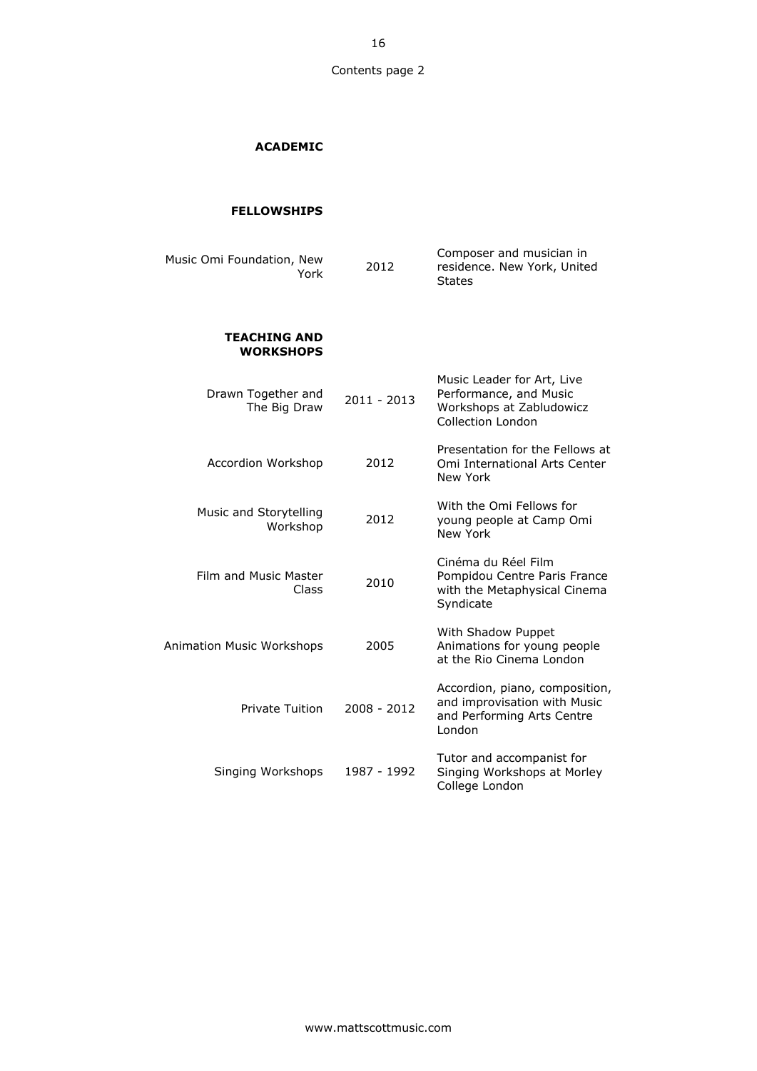Contents page 2

## ACADEMIC

### FELLOWSHIPS

| | | |
|---|---|---|
| Music Omi Foundation, New York | 2012 | Composer and musician in residence. New York, United States |

### TEACHING AND WORKSHOPS

| | | |
|---|---|---|
| Drawn Together and The Big Draw | 2011 - 2013 | Music Leader for Art, Live Performance, and Music Workshops at Zabludowicz Collection London |
| Accordion Workshop | 2012 | Presentation for the Fellows at Omi International Arts Center New York |
| Music and Storytelling Workshop | 2012 | With the Omi Fellows for young people at Camp Omi New York |
| Film and Music Master Class | 2010 | Cinéma du Réel Film Pompidou Centre Paris France with the Metaphysical Cinema Syndicate |
| Animation Music Workshops | 2005 | With Shadow Puppet Animations for young people at the Rio Cinema London |
| Private Tuition | 2008 - 2012 | Accordion, piano, composition, and improvisation with Music and Performing Arts Centre London |
| Singing Workshops | 1987 - 1992 | Tutor and accompanist for Singing Workshops at Morley College London |

www.mattscottmusic.com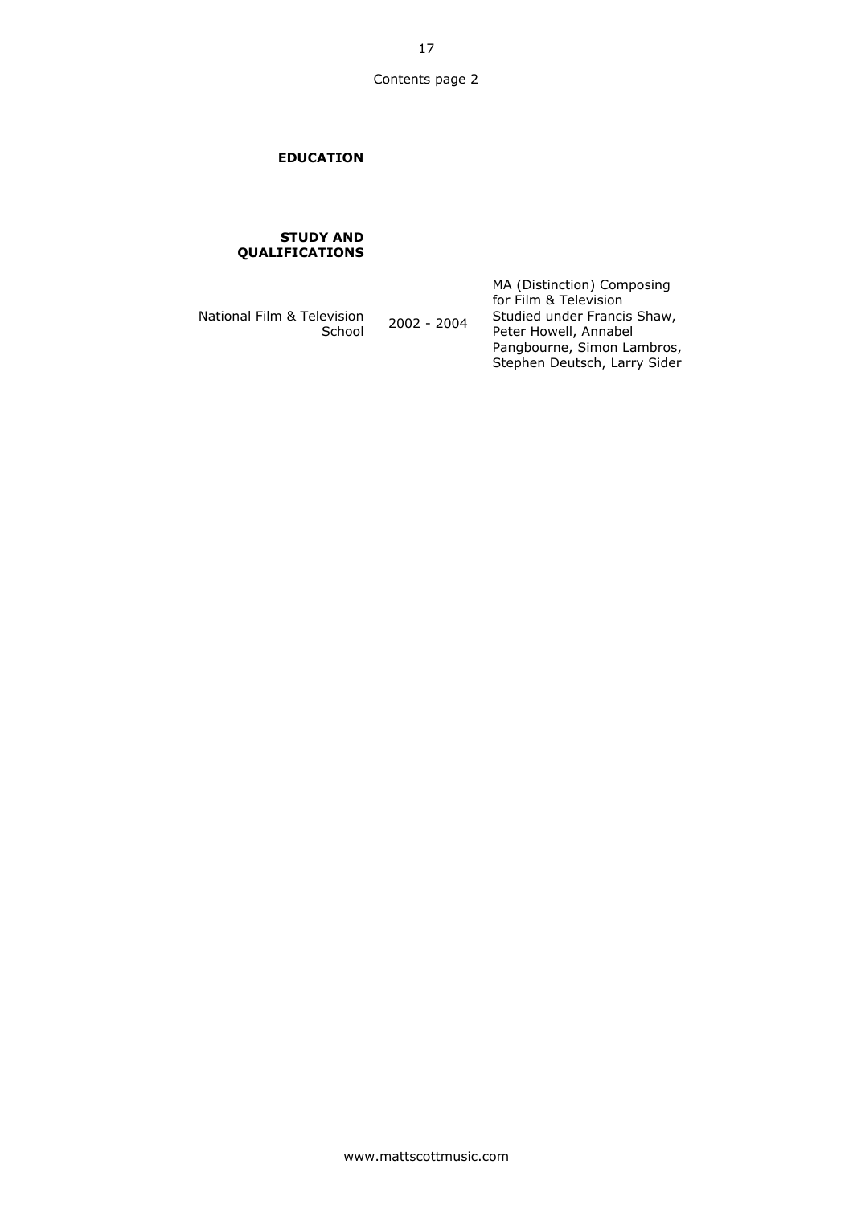Contents page 2

## EDUCATION

### STUDY AND QUALIFICATIONS

| | | |
|---|---|---|
| National Film & Television School | 2002 - 2004 | MA (Distinction) Composing for Film & Television<br>Studied under Francis Shaw, Peter Howell, Annabel Pangbourne, Simon Lambros, Stephen Deutsch, Larry Sider |

www.mattscottmusic.com